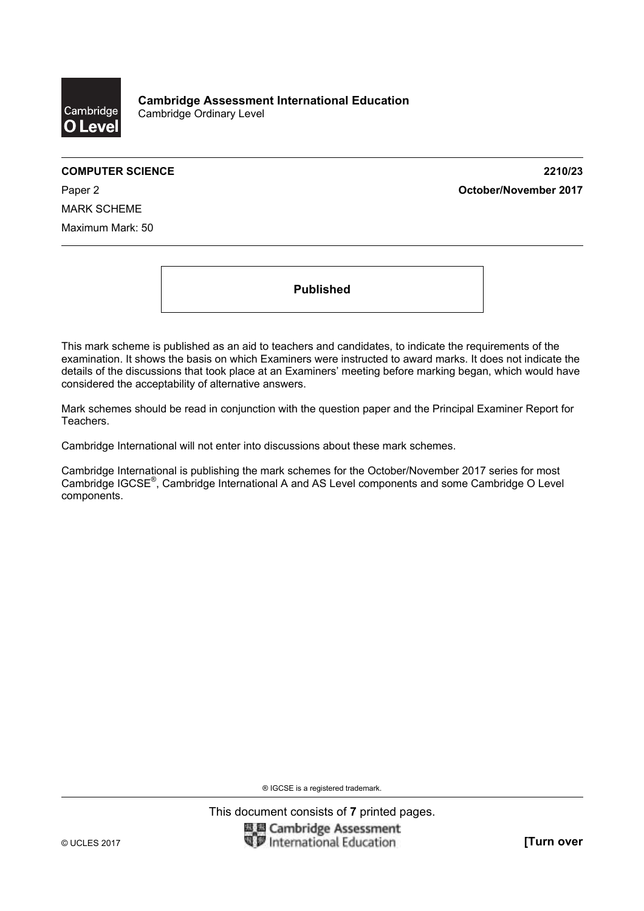**Cambridge Assessment International Education**
Cambridge Ordinary Level

**COMPUTER SCIENCE** **2210/23**

Paper 2 **October/November 2017**

MARK SCHEME

Maximum Mark: 50

**Published**

This mark scheme is published as an aid to teachers and candidates, to indicate the requirements of the examination. It shows the basis on which Examiners were instructed to award marks. It does not indicate the details of the discussions that took place at an Examiners' meeting before marking began, which would have considered the acceptability of alternative answers.

Mark schemes should be read in conjunction with the question paper and the Principal Examiner Report for Teachers.

Cambridge International will not enter into discussions about these mark schemes.

Cambridge International is publishing the mark schemes for the October/November 2017 series for most Cambridge IGCSE®, Cambridge International A and AS Level components and some Cambridge O Level components.

® IGCSE is a registered trademark.

This document consists of **7** printed pages.

© UCLES 2017 **[Turn over**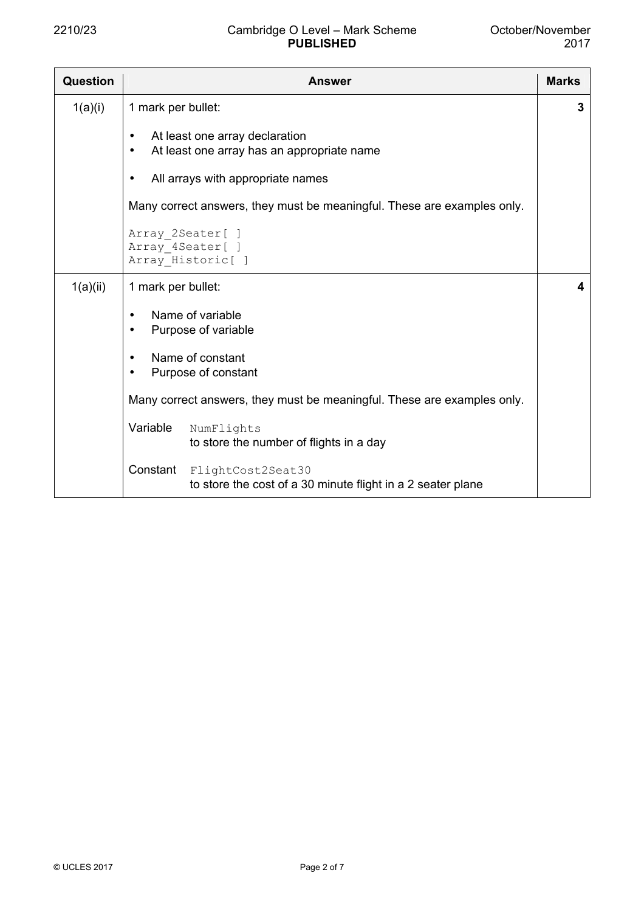| Question | Answer | Marks |
|---|---|---|
| 1(a)(i) | 1 mark per bullet:<br><br>• At least one array declaration<br>• At least one array has an appropriate name<br><br>• All arrays with appropriate names<br><br>Many correct answers, they must be meaningful. These are examples only.<br><br>`Array_2Seater[ ]`<br>`Array_4Seater[ ]`<br>`Array_Historic[ ]` | 3 |
| 1(a)(ii) | 1 mark per bullet:<br><br>• Name of variable<br>• Purpose of variable<br><br>• Name of constant<br>• Purpose of constant<br><br>Many correct answers, they must be meaningful. These are examples only.<br><br>Variable `NumFlights`<br>to store the number of flights in a day<br><br>Constant `FlightCost2Seat30`<br>to store the cost of a 30 minute flight in a 2 seater plane | 4 |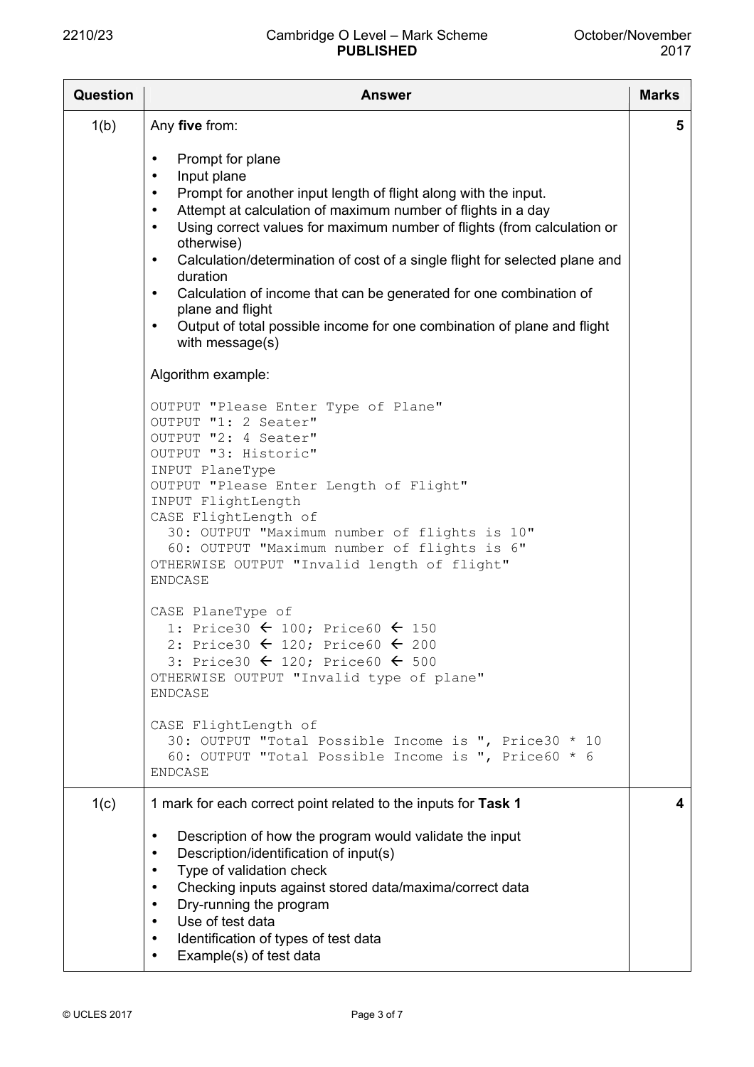| Question | Answer | Marks |
|---|---|---|
| 1(b) | Any **five** from:<br><br>• Prompt for plane<br>• Input plane<br>• Prompt for another input length of flight along with the input.<br>• Attempt at calculation of maximum number of flights in a day<br>• Using correct values for maximum number of flights (from calculation or otherwise)<br>• Calculation/determination of cost of a single flight for selected plane and duration<br>• Calculation of income that can be generated for one combination of plane and flight<br>• Output of total possible income for one combination of plane and flight with message(s)<br><br>Algorithm example:<br><br>`OUTPUT "Please Enter Type of Plane"`<br>`OUTPUT "1: 2 Seater"`<br>`OUTPUT "2: 4 Seater"`<br>`OUTPUT "3: Historic"`<br>`INPUT PlaneType`<br>`OUTPUT "Please Enter Length of Flight"`<br>`INPUT FlightLength`<br>`CASE FlightLength of`<br>`  30: OUTPUT "Maximum number of flights is 10"`<br>`  60: OUTPUT "Maximum number of flights is 6"`<br>`OTHERWISE OUTPUT "Invalid length of flight"`<br>`ENDCASE`<br><br>`CASE PlaneType of`<br>`  1: Price30 ← 100; Price60 ← 150`<br>`  2: Price30 ← 120; Price60 ← 200`<br>`  3: Price30 ← 120; Price60 ← 500`<br>`OTHERWISE OUTPUT "Invalid type of plane"`<br>`ENDCASE`<br><br>`CASE FlightLength of`<br>`  30: OUTPUT "Total Possible Income is ", Price30 * 10`<br>`  60: OUTPUT "Total Possible Income is ", Price60 * 6`<br>`ENDCASE` | 5 |
| 1(c) | 1 mark for each correct point related to the inputs for **Task 1**<br><br>• Description of how the program would validate the input<br>• Description/identification of input(s)<br>• Type of validation check<br>• Checking inputs against stored data/maxima/correct data<br>• Dry-running the program<br>• Use of test data<br>• Identification of types of test data<br>• Example(s) of test data | 4 |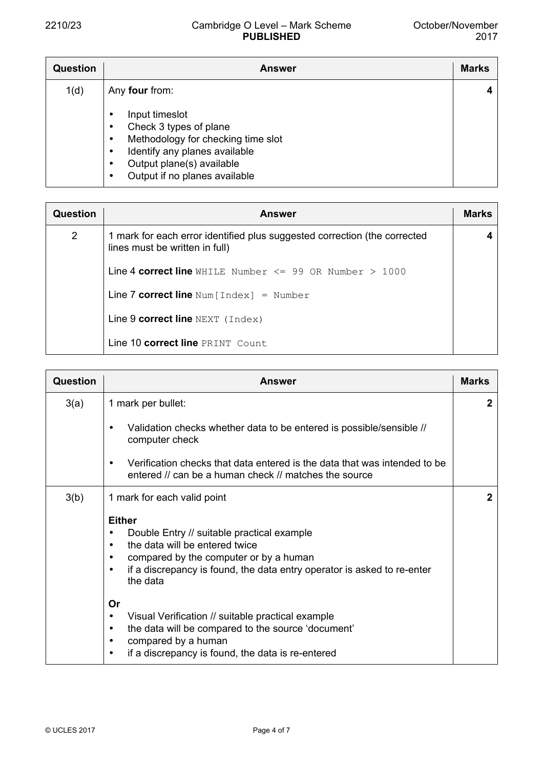| Question | Answer | Marks |
|---|---|---|
| 1(d) | Any **four** from:<br><br>• Input timeslot<br>• Check 3 types of plane<br>• Methodology for checking time slot<br>• Identify any planes available<br>• Output plane(s) available<br>• Output if no planes available | **4** |

| Question | Answer | Marks |
|---|---|---|
| 2 | 1 mark for each error identified plus suggested correction (the corrected lines must be written in full)<br><br>Line 4 **correct line** `WHILE Number <= 99 OR Number > 1000`<br><br>Line 7 **correct line** `Num[Index] = Number`<br><br>Line 9 **correct line** `NEXT (Index)`<br><br>Line 10 **correct line** `PRINT Count` | **4** |

| Question | Answer | Marks |
|---|---|---|
| 3(a) | 1 mark per bullet:<br><br>• Validation checks whether data to be entered is possible/sensible // computer check<br><br>• Verification checks that data entered is the data that was intended to be entered // can be a human check // matches the source | **2** |
| 3(b) | 1 mark for each valid point<br><br>**Either**<br>• Double Entry // suitable practical example<br>• the data will be entered twice<br>• compared by the computer or by a human<br>• if a discrepancy is found, the data entry operator is asked to re-enter the data<br><br>**Or**<br>• Visual Verification // suitable practical example<br>• the data will be compared to the source 'document'<br>• compared by a human<br>• if a discrepancy is found, the data is re-entered | **2** |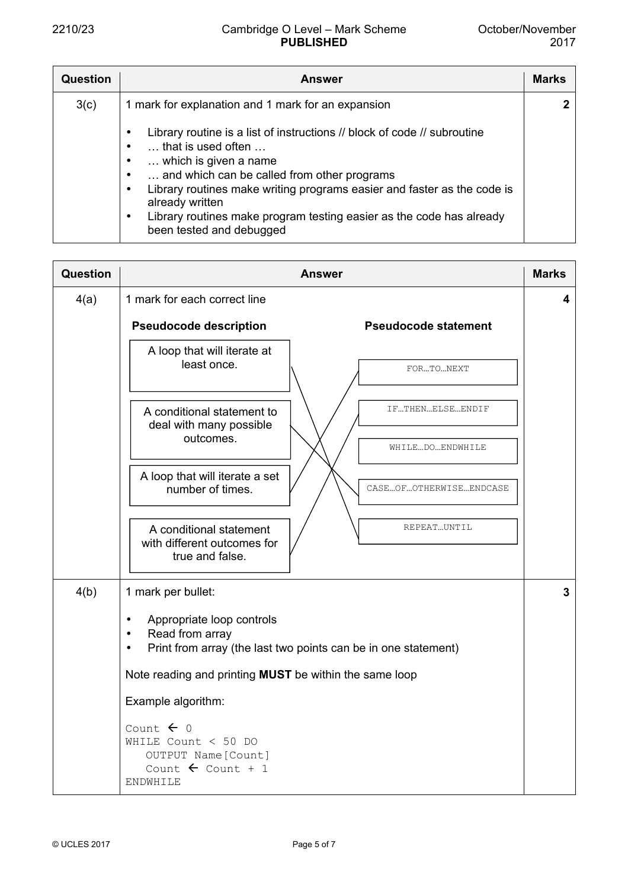| Question | Answer | Marks |
|---|---|---|
| 3(c) | 1 mark for explanation and 1 mark for an expansion<br><br>• Library routine is a list of instructions // block of code // subroutine<br>• … that is used often …<br>• … which is given a name<br>• … and which can be called from other programs<br>• Library routines make writing programs easier and faster as the code is already written<br>• Library routines make program testing easier as the code has already been tested and debugged | 2 |

| Question | Answer | Marks |
|---|---|---|
| 4(a) | 1 mark for each correct line | 4 |

**Pseudocode description → Pseudocode statement**

| Pseudocode description | Pseudocode statement |
|---|---|
| A loop that will iterate at least once. | REPEAT…UNTIL |
| A conditional statement to deal with many possible outcomes. | CASE…OF…OTHERWISE…ENDCASE |
| A loop that will iterate a set number of times. | FOR…TO…NEXT |
| A conditional statement with different outcomes for true and false. | IF…THEN…ELSE…ENDIF |

(WHILE…DO…ENDWHILE is not matched.)

| Question | Answer | Marks |
|---|---|---|
| 4(b) | 1 mark per bullet:<br><br>• Appropriate loop controls<br>• Read from array<br>• Print from array (the last two points can be in one statement)<br><br>Note reading and printing **MUST** be within the same loop<br><br>Example algorithm: | 3 |

```
Count ← 0
WHILE Count < 50 DO
   OUTPUT Name[Count]
   Count ← Count + 1
ENDWHILE
```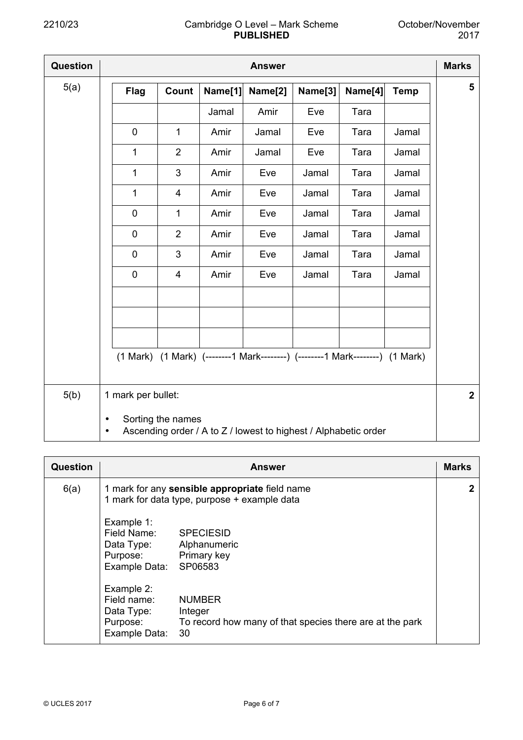| Question | Answer | Marks |
|---|---|---|
| 5(a) | (see trace table below) | 5 |

| Flag | Count | Name[1] | Name[2] | Name[3] | Name[4] | Temp |
|---|---|---|---|---|---|---|
| | | Jamal | Amir | Eve | Tara | |
| 0 | 1 | Amir | Jamal | Eve | Tara | Jamal |
| 1 | 2 | Amir | Jamal | Eve | Tara | Jamal |
| 1 | 3 | Amir | Eve | Jamal | Tara | Jamal |
| 1 | 4 | Amir | Eve | Jamal | Tara | Jamal |
| 0 | 1 | Amir | Eve | Jamal | Tara | Jamal |
| 0 | 2 | Amir | Eve | Jamal | Tara | Jamal |
| 0 | 3 | Amir | Eve | Jamal | Tara | Jamal |
| 0 | 4 | Amir | Eve | Jamal | Tara | Jamal |
| | | | | | | |
| | | | | | | |
| | | | | | | |

(1 Mark) (1 Mark) (--------1 Mark--------) (--------1 Mark--------) (1 Mark)

| Question | Answer | Marks |
|---|---|---|
| 5(b) | 1 mark per bullet:<br>• Sorting the names<br>• Ascending order / A to Z / lowest to highest / Alphabetic order | 2 |

| Question | Answer | Marks |
|---|---|---|
| 6(a) | 1 mark for any **sensible appropriate** field name<br>1 mark for data type, purpose + example data<br><br>Example 1:<br>Field Name: SPECIESID<br>Data Type: Alphanumeric<br>Purpose: Primary key<br>Example Data: SP06583<br><br>Example 2:<br>Field name: NUMBER<br>Data Type: Integer<br>Purpose: To record how many of that species there are at the park<br>Example Data: 30 | 2 |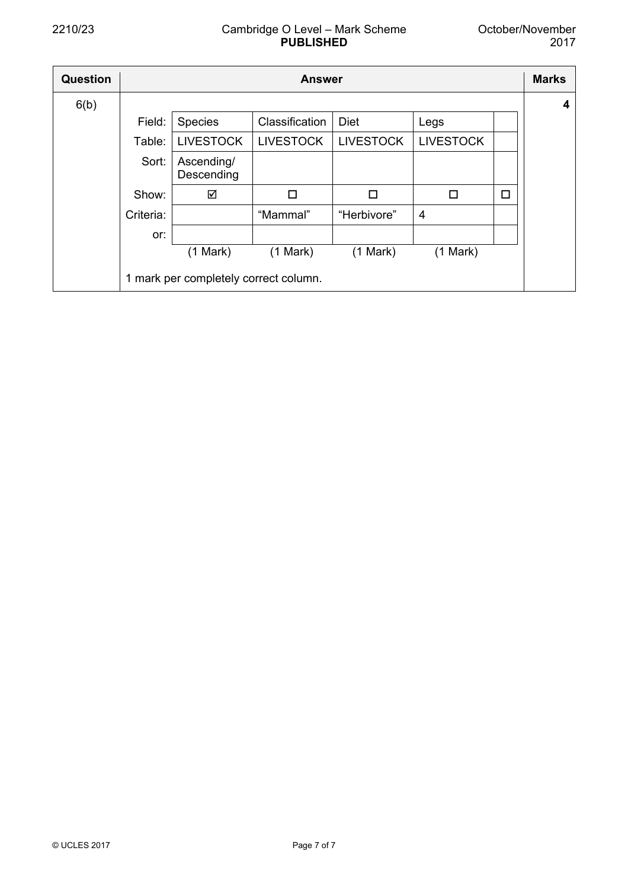| Question | Answer | Marks |
|---|---|---|
| 6(b) | | 4 |

| | | | | | |
|---|---|---|---|---|---|
| Field: | Species | Classification | Diet | Legs | |
| Table: | LIVESTOCK | LIVESTOCK | LIVESTOCK | LIVESTOCK | |
| Sort: | Ascending/ Descending | | | | |
| Show: | ☑ | ☐ | ☐ | ☐ | ☐ |
| Criteria: | | “Mammal” | “Herbivore” | 4 | |
| or: | | | | | |
| | (1 Mark) | (1 Mark) | (1 Mark) | (1 Mark) | |

1 mark per completely correct column.